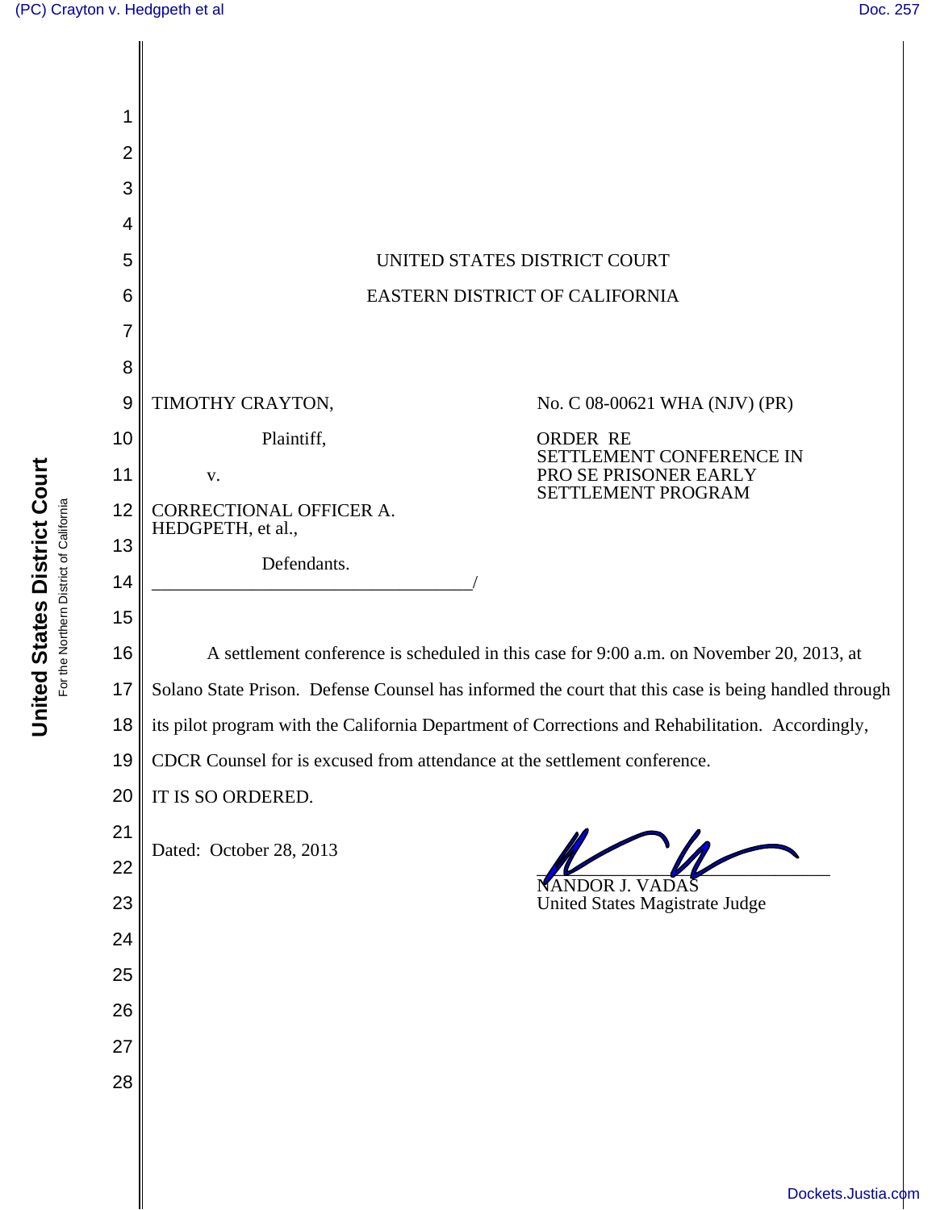UNITED STATES DISTRICT COURT

EASTERN DISTRICT OF CALIFORNIA

TIMOTHY CRAYTON,

Plaintiff,

v.

CORRECTIONAL OFFICER A. HEDGPETH, et al.,

Defendants.
\_\_\_\_\_\_\_\_\_\_\_\_\_\_\_\_\_\_\_\_\_\_\_\_\_\_\_\_\_\_\_\_\_\_\_\_/

No. C 08-00621 WHA (NJV) (PR)

ORDER RE SETTLEMENT CONFERENCE IN PRO SE PRISONER EARLY SETTLEMENT PROGRAM

A settlement conference is scheduled in this case for 9:00 a.m. on November 20, 2013, at Solano State Prison. Defense Counsel has informed the court that this case is being handled through its pilot program with the California Department of Corrections and Rehabilitation. Accordingly, CDCR Counsel for is excused from attendance at the settlement conference.

IT IS SO ORDERED.

Dated: October 28, 2013

NANDOR J. VADAS
United States Magistrate Judge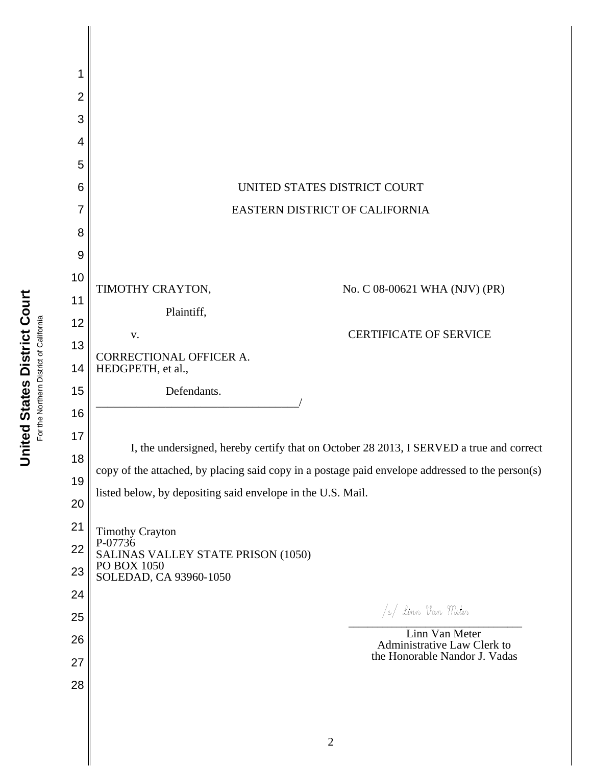UNITED STATES DISTRICT COURT

EASTERN DISTRICT OF CALIFORNIA

TIMOTHY CRAYTON,

Plaintiff,

v.

CORRECTIONAL OFFICER A. HEDGPETH, et al.,

Defendants.
_____________________________________/

No. C 08-00621 WHA (NJV) (PR)

CERTIFICATE OF SERVICE

I, the undersigned, hereby certify that on October 28 2013, I SERVED a true and correct copy of the attached, by placing said copy in a postage paid envelope addressed to the person(s) listed below, by depositing said envelope in the U.S. Mail.

Timothy Crayton
P-07736
SALINAS VALLEY STATE PRISON (1050)
PO BOX 1050
SOLEDAD, CA 93960-1050

/s/ Linn Van Meter
_______________________________
Linn Van Meter
Administrative Law Clerk to
the Honorable Nandor J. Vadas